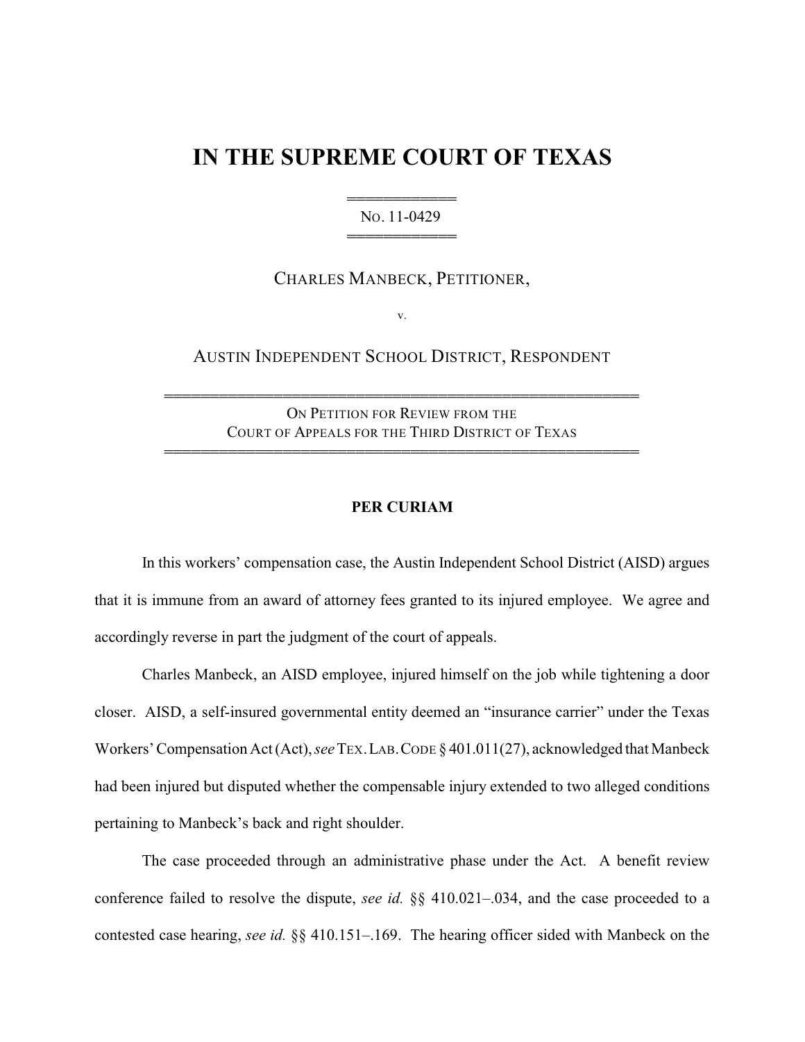# IN THE SUPREME COURT OF TEXAS

═══════════
NO. 11-0429
═══════════

CHARLES MANBECK, PETITIONER,

v.

AUSTIN INDEPENDENT SCHOOL DISTRICT, RESPONDENT

══════════════════════════════════════════════
ON PETITION FOR REVIEW FROM THE
COURT OF APPEALS FOR THE THIRD DISTRICT OF TEXAS
══════════════════════════════════════════════

**PER CURIAM**

In this workers' compensation case, the Austin Independent School District (AISD) argues that it is immune from an award of attorney fees granted to its injured employee. We agree and accordingly reverse in part the judgment of the court of appeals.

Charles Manbeck, an AISD employee, injured himself on the job while tightening a door closer. AISD, a self-insured governmental entity deemed an "insurance carrier" under the Texas Workers' Compensation Act (Act), *see* TEX. LAB. CODE § 401.011(27), acknowledged that Manbeck had been injured but disputed whether the compensable injury extended to two alleged conditions pertaining to Manbeck's back and right shoulder.

The case proceeded through an administrative phase under the Act. A benefit review conference failed to resolve the dispute, *see id.* §§ 410.021–.034, and the case proceeded to a contested case hearing, *see id.* §§ 410.151–.169. The hearing officer sided with Manbeck on the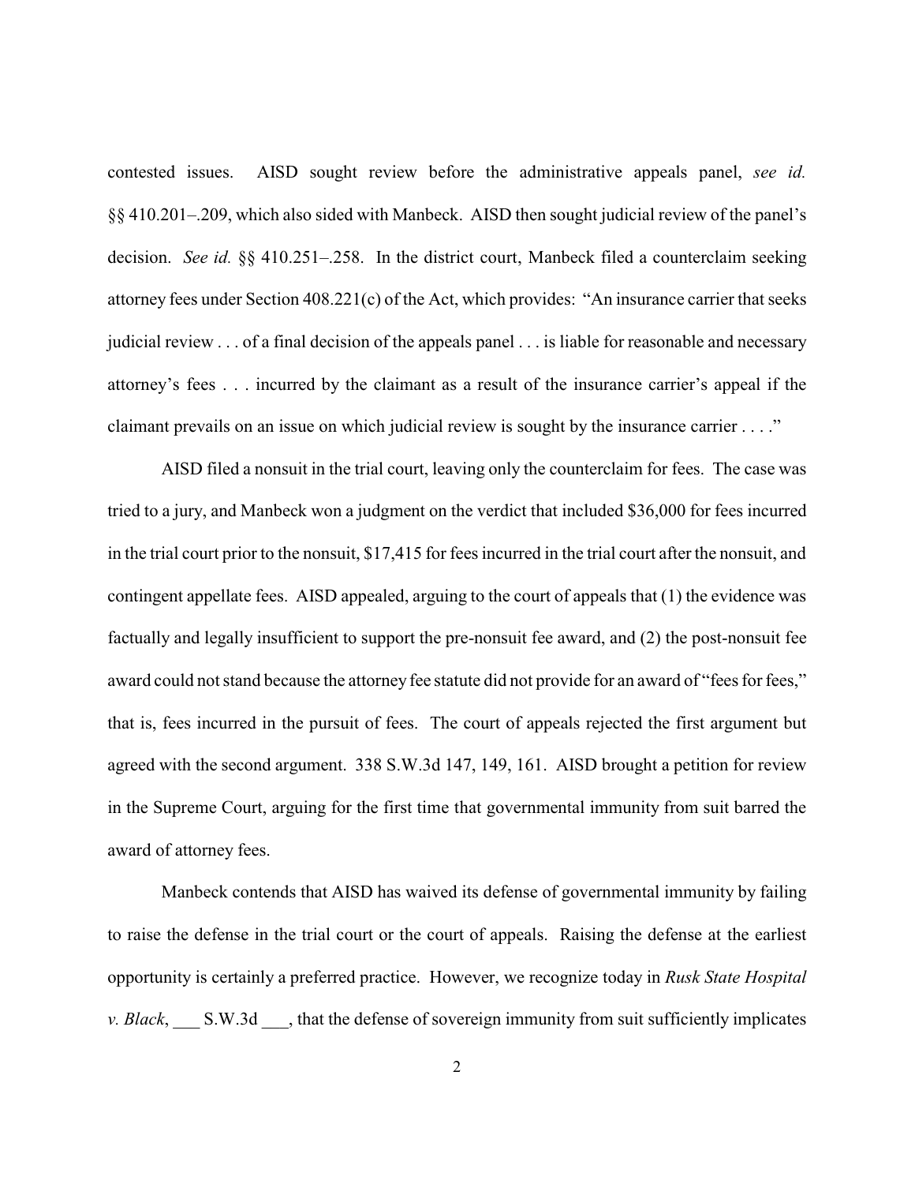contested issues. AISD sought review before the administrative appeals panel, *see id.* §§ 410.201–.209, which also sided with Manbeck. AISD then sought judicial review of the panel's decision. *See id.* §§ 410.251–.258. In the district court, Manbeck filed a counterclaim seeking attorney fees under Section 408.221(c) of the Act, which provides: "An insurance carrier that seeks judicial review . . . of a final decision of the appeals panel . . . is liable for reasonable and necessary attorney's fees . . . incurred by the claimant as a result of the insurance carrier's appeal if the claimant prevails on an issue on which judicial review is sought by the insurance carrier . . . ."

AISD filed a nonsuit in the trial court, leaving only the counterclaim for fees. The case was tried to a jury, and Manbeck won a judgment on the verdict that included $36,000 for fees incurred in the trial court prior to the nonsuit, $17,415 for fees incurred in the trial court after the nonsuit, and contingent appellate fees. AISD appealed, arguing to the court of appeals that (1) the evidence was factually and legally insufficient to support the pre-nonsuit fee award, and (2) the post-nonsuit fee award could not stand because the attorney fee statute did not provide for an award of "fees for fees," that is, fees incurred in the pursuit of fees. The court of appeals rejected the first argument but agreed with the second argument. 338 S.W.3d 147, 149, 161. AISD brought a petition for review in the Supreme Court, arguing for the first time that governmental immunity from suit barred the award of attorney fees.

Manbeck contends that AISD has waived its defense of governmental immunity by failing to raise the defense in the trial court or the court of appeals. Raising the defense at the earliest opportunity is certainly a preferred practice. However, we recognize today in *Rusk State Hospital v. Black*, ___ S.W.3d ___, that the defense of sovereign immunity from suit sufficiently implicates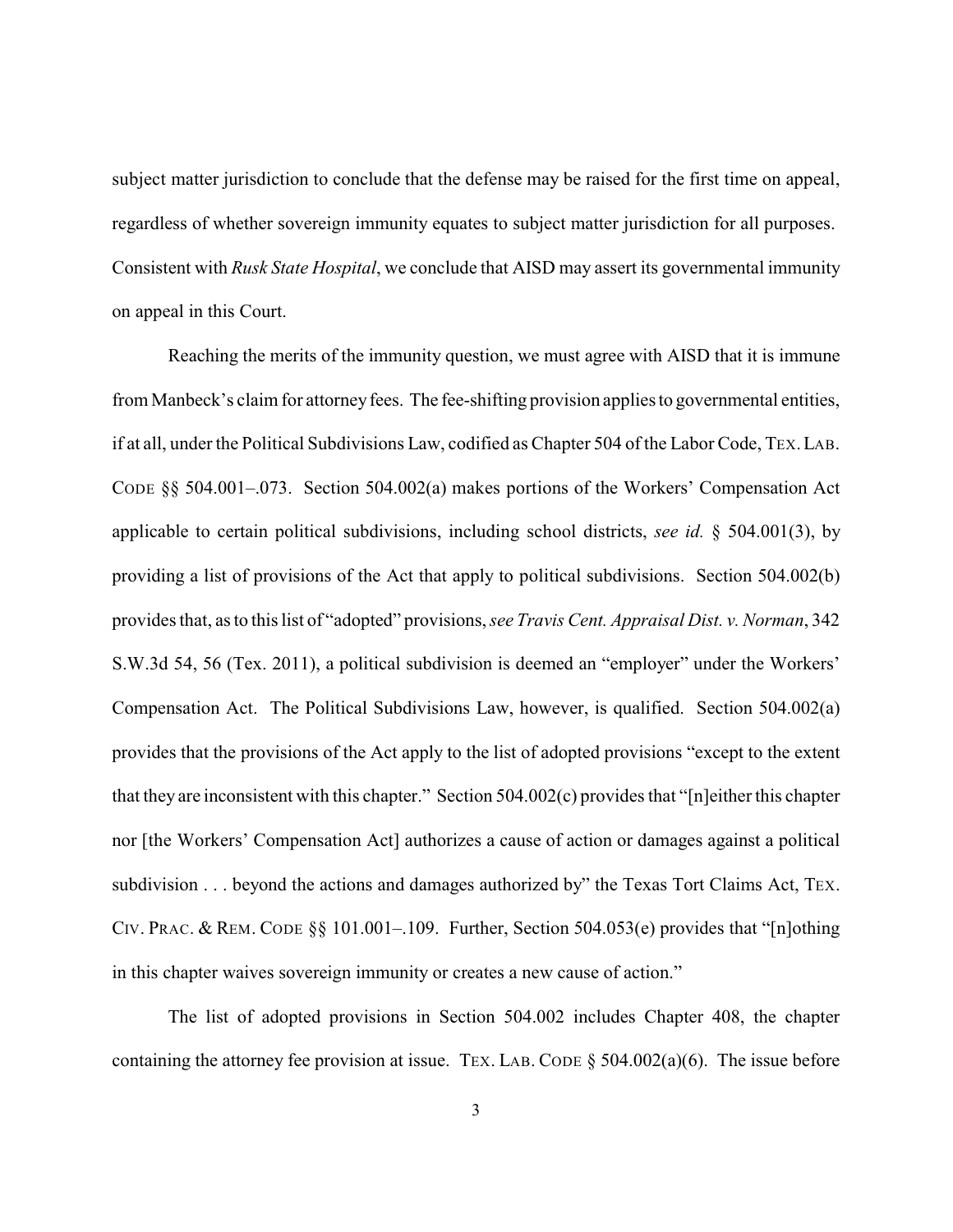subject matter jurisdiction to conclude that the defense may be raised for the first time on appeal, regardless of whether sovereign immunity equates to subject matter jurisdiction for all purposes. Consistent with *Rusk State Hospital*, we conclude that AISD may assert its governmental immunity on appeal in this Court.

Reaching the merits of the immunity question, we must agree with AISD that it is immune from Manbeck's claim for attorney fees. The fee-shifting provision applies to governmental entities, if at all, under the Political Subdivisions Law, codified as Chapter 504 of the Labor Code, TEX. LAB. CODE §§ 504.001–.073. Section 504.002(a) makes portions of the Workers' Compensation Act applicable to certain political subdivisions, including school districts, *see id.* § 504.001(3), by providing a list of provisions of the Act that apply to political subdivisions. Section 504.002(b) provides that, as to this list of "adopted" provisions, *see Travis Cent. Appraisal Dist. v. Norman*, 342 S.W.3d 54, 56 (Tex. 2011), a political subdivision is deemed an "employer" under the Workers' Compensation Act. The Political Subdivisions Law, however, is qualified. Section 504.002(a) provides that the provisions of the Act apply to the list of adopted provisions "except to the extent that they are inconsistent with this chapter." Section 504.002(c) provides that "[n]either this chapter nor [the Workers' Compensation Act] authorizes a cause of action or damages against a political subdivision . . . beyond the actions and damages authorized by" the Texas Tort Claims Act, TEX. CIV. PRAC. & REM. CODE §§ 101.001–.109. Further, Section 504.053(e) provides that "[n]othing in this chapter waives sovereign immunity or creates a new cause of action."

The list of adopted provisions in Section 504.002 includes Chapter 408, the chapter containing the attorney fee provision at issue. TEX. LAB. CODE § 504.002(a)(6). The issue before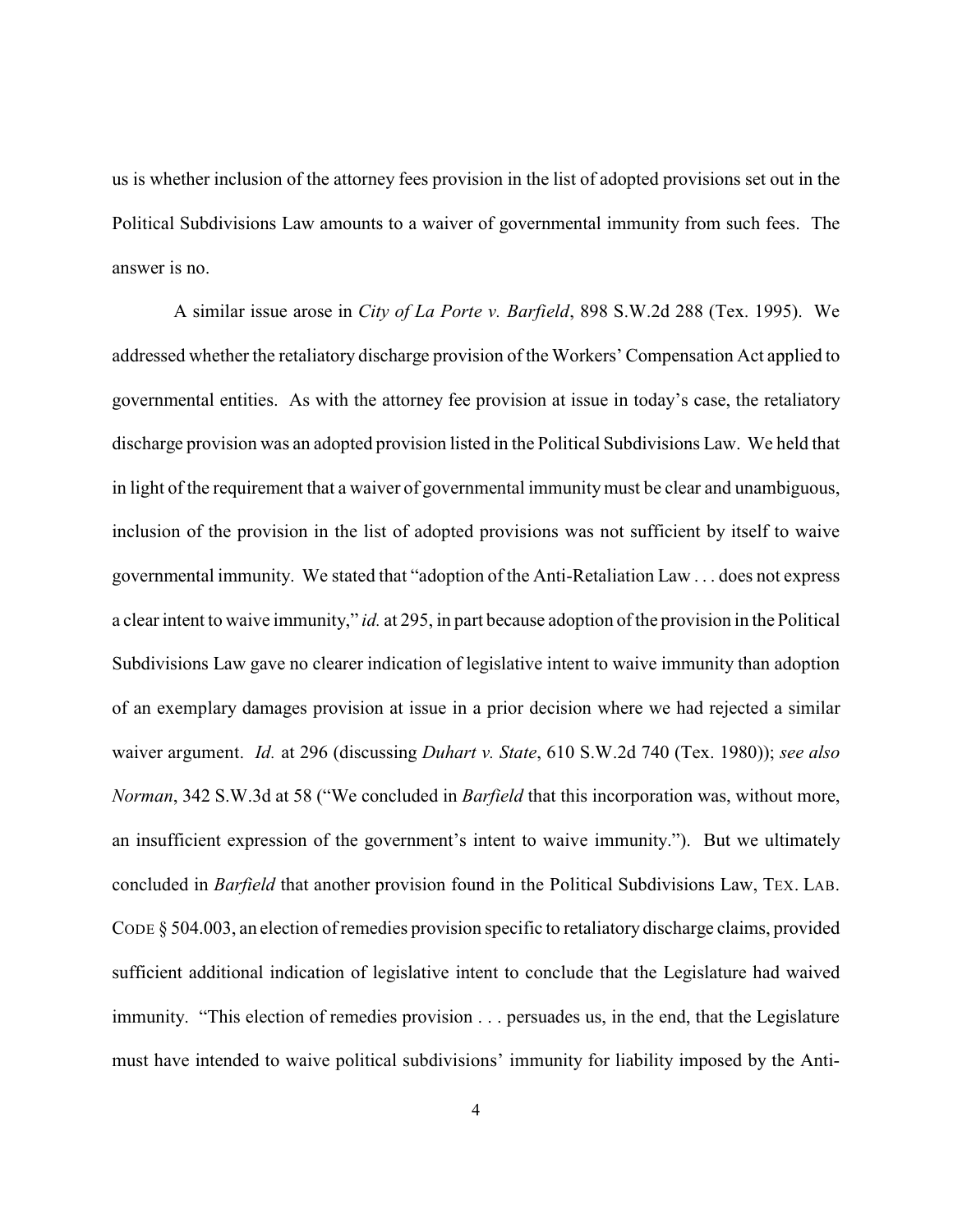us is whether inclusion of the attorney fees provision in the list of adopted provisions set out in the Political Subdivisions Law amounts to a waiver of governmental immunity from such fees. The answer is no.

A similar issue arose in *City of La Porte v. Barfield*, 898 S.W.2d 288 (Tex. 1995). We addressed whether the retaliatory discharge provision of the Workers' Compensation Act applied to governmental entities. As with the attorney fee provision at issue in today's case, the retaliatory discharge provision was an adopted provision listed in the Political Subdivisions Law. We held that in light of the requirement that a waiver of governmental immunity must be clear and unambiguous, inclusion of the provision in the list of adopted provisions was not sufficient by itself to waive governmental immunity. We stated that "adoption of the Anti-Retaliation Law . . . does not express a clear intent to waive immunity," *id.* at 295, in part because adoption of the provision in the Political Subdivisions Law gave no clearer indication of legislative intent to waive immunity than adoption of an exemplary damages provision at issue in a prior decision where we had rejected a similar waiver argument. *Id.* at 296 (discussing *Duhart v. State*, 610 S.W.2d 740 (Tex. 1980)); *see also Norman*, 342 S.W.3d at 58 ("We concluded in *Barfield* that this incorporation was, without more, an insufficient expression of the government's intent to waive immunity."). But we ultimately concluded in *Barfield* that another provision found in the Political Subdivisions Law, TEX. LAB. CODE § 504.003, an election of remedies provision specific to retaliatory discharge claims, provided sufficient additional indication of legislative intent to conclude that the Legislature had waived immunity. "This election of remedies provision . . . persuades us, in the end, that the Legislature must have intended to waive political subdivisions' immunity for liability imposed by the Anti-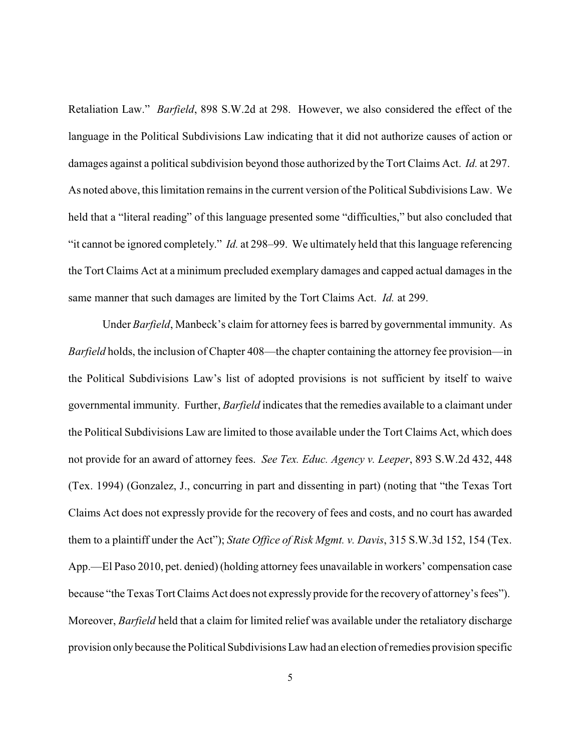Retaliation Law." *Barfield*, 898 S.W.2d at 298. However, we also considered the effect of the language in the Political Subdivisions Law indicating that it did not authorize causes of action or damages against a political subdivision beyond those authorized by the Tort Claims Act. *Id.* at 297. As noted above, this limitation remains in the current version of the Political Subdivisions Law. We held that a "literal reading" of this language presented some "difficulties," but also concluded that "it cannot be ignored completely." *Id.* at 298–99. We ultimately held that this language referencing the Tort Claims Act at a minimum precluded exemplary damages and capped actual damages in the same manner that such damages are limited by the Tort Claims Act. *Id.* at 299.

Under *Barfield*, Manbeck's claim for attorney fees is barred by governmental immunity. As *Barfield* holds, the inclusion of Chapter 408—the chapter containing the attorney fee provision—in the Political Subdivisions Law's list of adopted provisions is not sufficient by itself to waive governmental immunity. Further, *Barfield* indicates that the remedies available to a claimant under the Political Subdivisions Law are limited to those available under the Tort Claims Act, which does not provide for an award of attorney fees. *See Tex. Educ. Agency v. Leeper*, 893 S.W.2d 432, 448 (Tex. 1994) (Gonzalez, J., concurring in part and dissenting in part) (noting that "the Texas Tort Claims Act does not expressly provide for the recovery of fees and costs, and no court has awarded them to a plaintiff under the Act"); *State Office of Risk Mgmt. v. Davis*, 315 S.W.3d 152, 154 (Tex. App.—El Paso 2010, pet. denied) (holding attorney fees unavailable in workers' compensation case because "the Texas Tort Claims Act does not expressly provide for the recovery of attorney's fees"). Moreover, *Barfield* held that a claim for limited relief was available under the retaliatory discharge provision only because the Political Subdivisions Law had an election of remedies provision specific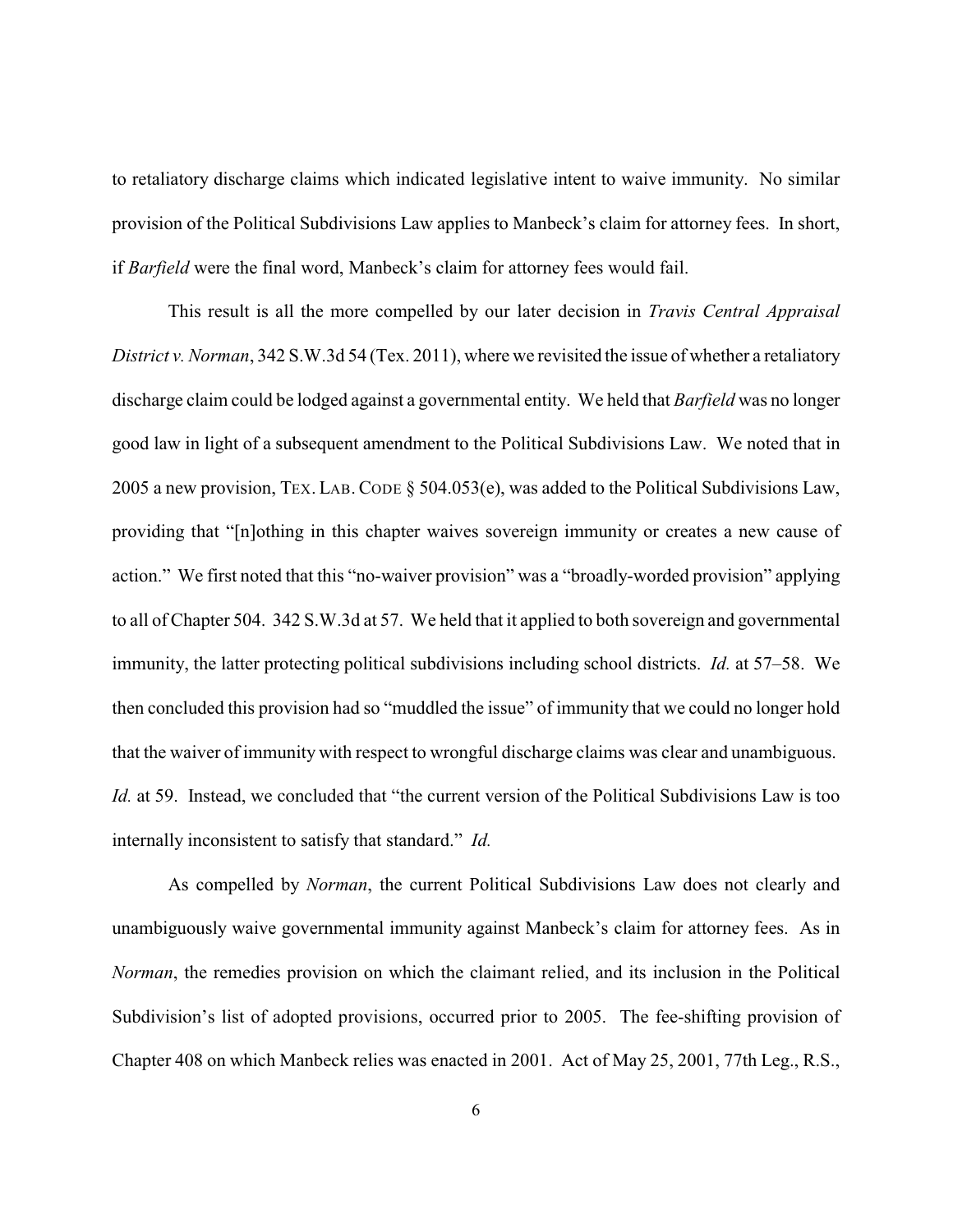to retaliatory discharge claims which indicated legislative intent to waive immunity. No similar provision of the Political Subdivisions Law applies to Manbeck's claim for attorney fees. In short, if *Barfield* were the final word, Manbeck's claim for attorney fees would fail.

This result is all the more compelled by our later decision in *Travis Central Appraisal District v. Norman*, 342 S.W.3d 54 (Tex. 2011), where we revisited the issue of whether a retaliatory discharge claim could be lodged against a governmental entity. We held that *Barfield* was no longer good law in light of a subsequent amendment to the Political Subdivisions Law. We noted that in 2005 a new provision, TEX. LAB. CODE § 504.053(e), was added to the Political Subdivisions Law, providing that "[n]othing in this chapter waives sovereign immunity or creates a new cause of action." We first noted that this "no-waiver provision" was a "broadly-worded provision" applying to all of Chapter 504. 342 S.W.3d at 57. We held that it applied to both sovereign and governmental immunity, the latter protecting political subdivisions including school districts. *Id.* at 57–58. We then concluded this provision had so "muddled the issue" of immunity that we could no longer hold that the waiver of immunity with respect to wrongful discharge claims was clear and unambiguous. *Id.* at 59. Instead, we concluded that "the current version of the Political Subdivisions Law is too internally inconsistent to satisfy that standard." *Id.*

As compelled by *Norman*, the current Political Subdivisions Law does not clearly and unambiguously waive governmental immunity against Manbeck's claim for attorney fees. As in *Norman*, the remedies provision on which the claimant relied, and its inclusion in the Political Subdivision's list of adopted provisions, occurred prior to 2005. The fee-shifting provision of Chapter 408 on which Manbeck relies was enacted in 2001. Act of May 25, 2001, 77th Leg., R.S.,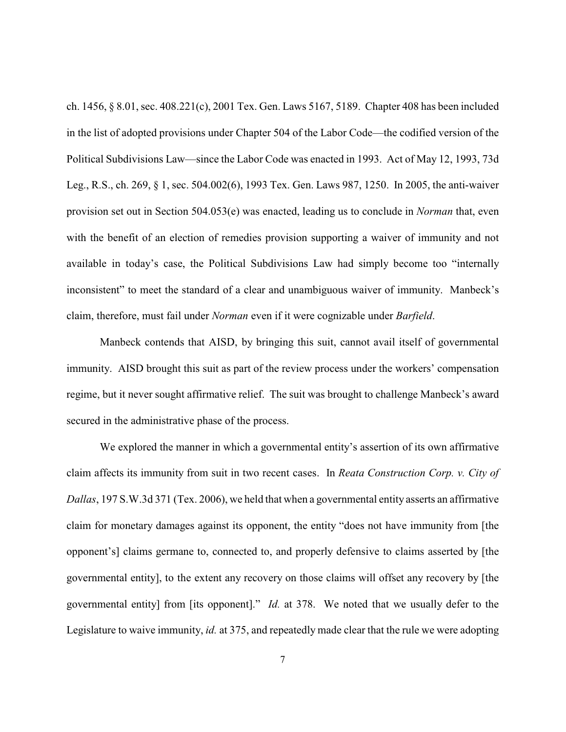ch. 1456, § 8.01, sec. 408.221(c), 2001 Tex. Gen. Laws 5167, 5189. Chapter 408 has been included in the list of adopted provisions under Chapter 504 of the Labor Code—the codified version of the Political Subdivisions Law—since the Labor Code was enacted in 1993. Act of May 12, 1993, 73d Leg., R.S., ch. 269, § 1, sec. 504.002(6), 1993 Tex. Gen. Laws 987, 1250. In 2005, the anti-waiver provision set out in Section 504.053(e) was enacted, leading us to conclude in *Norman* that, even with the benefit of an election of remedies provision supporting a waiver of immunity and not available in today's case, the Political Subdivisions Law had simply become too "internally inconsistent" to meet the standard of a clear and unambiguous waiver of immunity. Manbeck's claim, therefore, must fail under *Norman* even if it were cognizable under *Barfield*.

Manbeck contends that AISD, by bringing this suit, cannot avail itself of governmental immunity. AISD brought this suit as part of the review process under the workers' compensation regime, but it never sought affirmative relief. The suit was brought to challenge Manbeck's award secured in the administrative phase of the process.

We explored the manner in which a governmental entity's assertion of its own affirmative claim affects its immunity from suit in two recent cases. In *Reata Construction Corp. v. City of Dallas*, 197 S.W.3d 371 (Tex. 2006), we held that when a governmental entity asserts an affirmative claim for monetary damages against its opponent, the entity "does not have immunity from [the opponent's] claims germane to, connected to, and properly defensive to claims asserted by [the governmental entity], to the extent any recovery on those claims will offset any recovery by [the governmental entity] from [its opponent]." *Id.* at 378. We noted that we usually defer to the Legislature to waive immunity, *id.* at 375, and repeatedly made clear that the rule we were adopting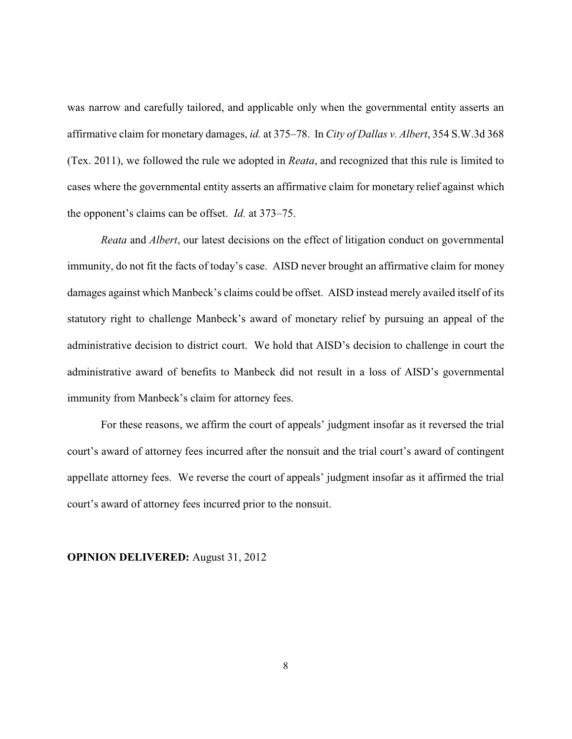was narrow and carefully tailored, and applicable only when the governmental entity asserts an affirmative claim for monetary damages, *id.* at 375–78. In *City of Dallas v. Albert*, 354 S.W.3d 368 (Tex. 2011), we followed the rule we adopted in *Reata*, and recognized that this rule is limited to cases where the governmental entity asserts an affirmative claim for monetary relief against which the opponent's claims can be offset. *Id.* at 373–75.

*Reata* and *Albert*, our latest decisions on the effect of litigation conduct on governmental immunity, do not fit the facts of today's case. AISD never brought an affirmative claim for money damages against which Manbeck's claims could be offset. AISD instead merely availed itself of its statutory right to challenge Manbeck's award of monetary relief by pursuing an appeal of the administrative decision to district court. We hold that AISD's decision to challenge in court the administrative award of benefits to Manbeck did not result in a loss of AISD's governmental immunity from Manbeck's claim for attorney fees.

For these reasons, we affirm the court of appeals' judgment insofar as it reversed the trial court's award of attorney fees incurred after the nonsuit and the trial court's award of contingent appellate attorney fees. We reverse the court of appeals' judgment insofar as it affirmed the trial court's award of attorney fees incurred prior to the nonsuit.

**OPINION DELIVERED:** August 31, 2012